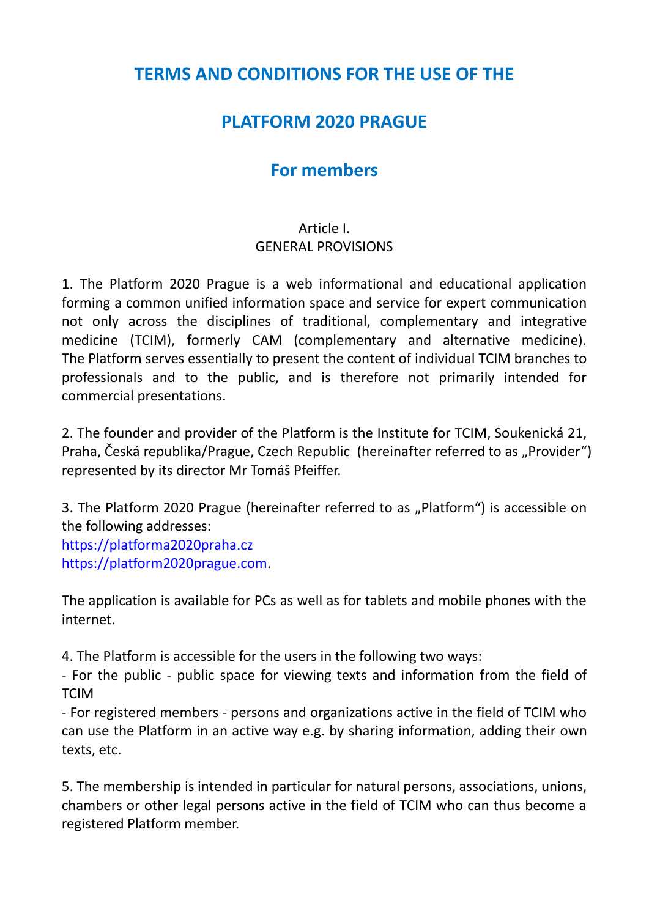# TERMS AND CONDITIONS FOR THE USE OF THE

# PLATFORM 2020 PRAGUE

## For members

Article I.
GENERAL PROVISIONS

1. The Platform 2020 Prague is a web informational and educational application forming a common unified information space and service for expert communication not only across the disciplines of traditional, complementary and integrative medicine (TCIM), formerly CAM (complementary and alternative medicine). The Platform serves essentially to present the content of individual TCIM branches to professionals and to the public, and is therefore not primarily intended for commercial presentations.

2. The founder and provider of the Platform is the Institute for TCIM, Soukenická 21, Praha, Česká republika/Prague, Czech Republic (hereinafter referred to as „Provider") represented by its director Mr Tomáš Pfeiffer.

3. The Platform 2020 Prague (hereinafter referred to as „Platform") is accessible on the following addresses:
https://platforma2020praha.cz
https://platform2020prague.com.

The application is available for PCs as well as for tablets and mobile phones with the internet.

4. The Platform is accessible for the users in the following two ways:
- For the public - public space for viewing texts and information from the field of TCIM
- For registered members - persons and organizations active in the field of TCIM who can use the Platform in an active way e.g. by sharing information, adding their own texts, etc.

5. The membership is intended in particular for natural persons, associations, unions, chambers or other legal persons active in the field of TCIM who can thus become a registered Platform member.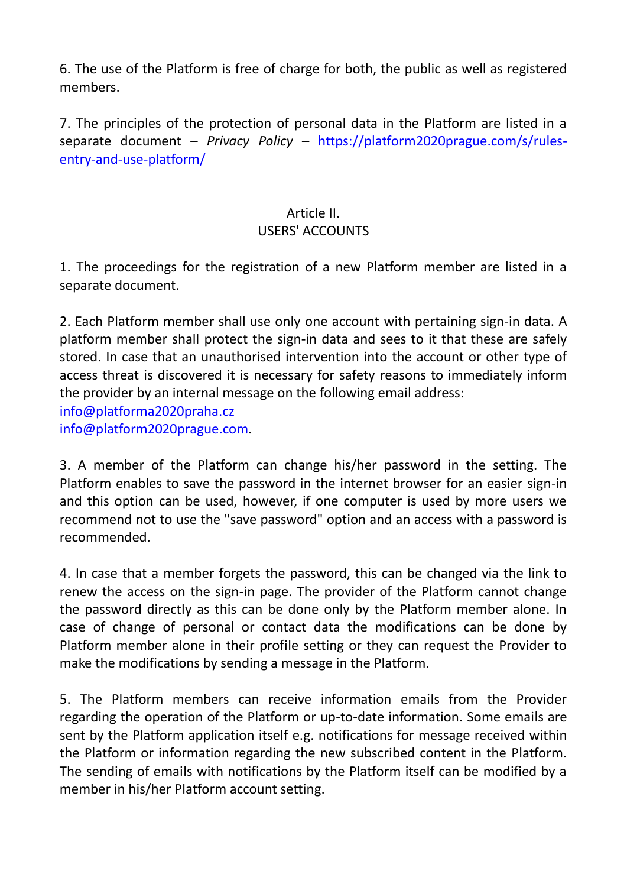6. The use of the Platform is free of charge for both, the public as well as registered members.

7. The principles of the protection of personal data in the Platform are listed in a separate document – *Privacy Policy* – https://platform2020prague.com/s/rules-entry-and-use-platform/

## Article II.
## USERS' ACCOUNTS

1. The proceedings for the registration of a new Platform member are listed in a separate document.

2. Each Platform member shall use only one account with pertaining sign-in data. A platform member shall protect the sign-in data and sees to it that these are safely stored. In case that an unauthorised intervention into the account or other type of access threat is discovered it is necessary for safety reasons to immediately inform the provider by an internal message on the following email address:
info@platforma2020praha.cz
info@platform2020prague.com.

3. A member of the Platform can change his/her password in the setting. The Platform enables to save the password in the internet browser for an easier sign-in and this option can be used, however, if one computer is used by more users we recommend not to use the "save password" option and an access with a password is recommended.

4. In case that a member forgets the password, this can be changed via the link to renew the access on the sign-in page. The provider of the Platform cannot change the password directly as this can be done only by the Platform member alone. In case of change of personal or contact data the modifications can be done by Platform member alone in their profile setting or they can request the Provider to make the modifications by sending a message in the Platform.

5. The Platform members can receive information emails from the Provider regarding the operation of the Platform or up-to-date information. Some emails are sent by the Platform application itself e.g. notifications for message received within the Platform or information regarding the new subscribed content in the Platform. The sending of emails with notifications by the Platform itself can be modified by a member in his/her Platform account setting.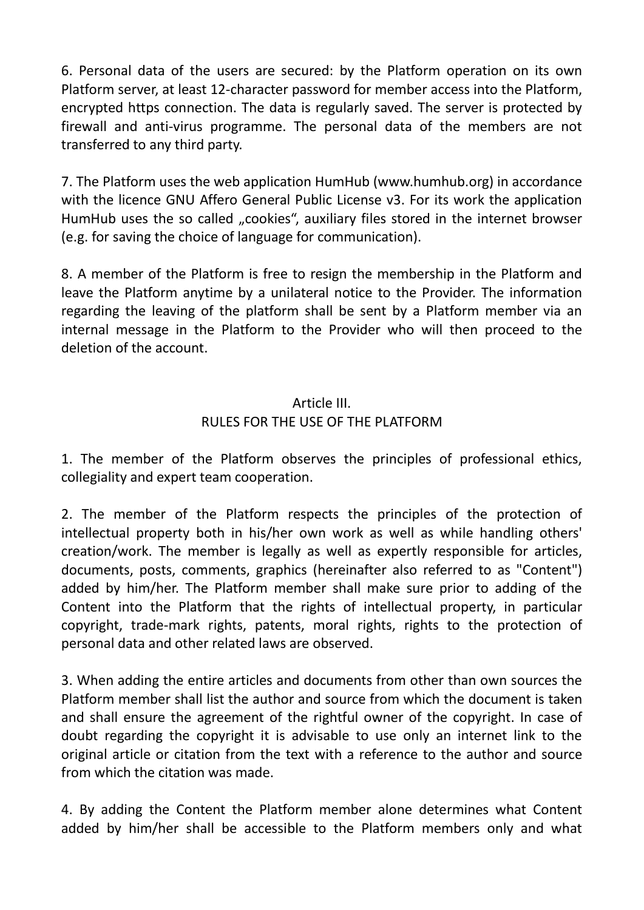6. Personal data of the users are secured: by the Platform operation on its own Platform server, at least 12-character password for member access into the Platform, encrypted https connection. The data is regularly saved. The server is protected by firewall and anti-virus programme. The personal data of the members are not transferred to any third party.

7. The Platform uses the web application HumHub (www.humhub.org) in accordance with the licence GNU Affero General Public License v3. For its work the application HumHub uses the so called „cookies“, auxiliary files stored in the internet browser (e.g. for saving the choice of language for communication).

8. A member of the Platform is free to resign the membership in the Platform and leave the Platform anytime by a unilateral notice to the Provider. The information regarding the leaving of the platform shall be sent by a Platform member via an internal message in the Platform to the Provider who will then proceed to the deletion of the account.

## Article III.
## RULES FOR THE USE OF THE PLATFORM

1. The member of the Platform observes the principles of professional ethics, collegiality and expert team cooperation.

2. The member of the Platform respects the principles of the protection of intellectual property both in his/her own work as well as while handling others' creation/work. The member is legally as well as expertly responsible for articles, documents, posts, comments, graphics (hereinafter also referred to as "Content") added by him/her. The Platform member shall make sure prior to adding of the Content into the Platform that the rights of intellectual property, in particular copyright, trade-mark rights, patents, moral rights, rights to the protection of personal data and other related laws are observed.

3. When adding the entire articles and documents from other than own sources the Platform member shall list the author and source from which the document is taken and shall ensure the agreement of the rightful owner of the copyright. In case of doubt regarding the copyright it is advisable to use only an internet link to the original article or citation from the text with a reference to the author and source from which the citation was made.

4. By adding the Content the Platform member alone determines what Content added by him/her shall be accessible to the Platform members only and what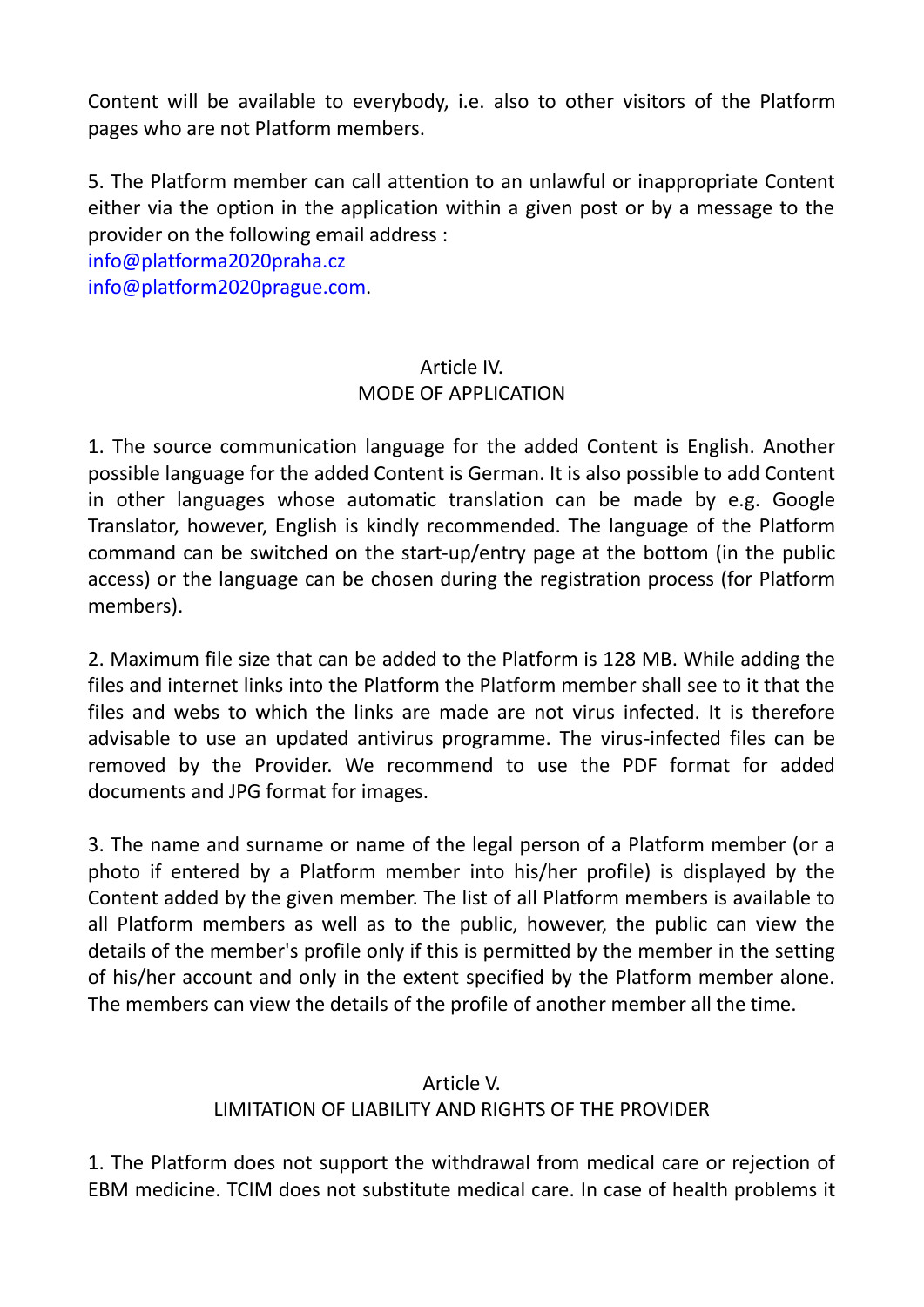Content will be available to everybody, i.e. also to other visitors of the Platform pages who are not Platform members.

5. The Platform member can call attention to an unlawful or inappropriate Content either via the option in the application within a given post or by a message to the provider on the following email address :
info@platforma2020praha.cz
info@platform2020prague.com.

## Article IV.
## MODE OF APPLICATION

1. The source communication language for the added Content is English. Another possible language for the added Content is German. It is also possible to add Content in other languages whose automatic translation can be made by e.g. Google Translator, however, English is kindly recommended. The language of the Platform command can be switched on the start-up/entry page at the bottom (in the public access) or the language can be chosen during the registration process (for Platform members).

2. Maximum file size that can be added to the Platform is 128 MB. While adding the files and internet links into the Platform the Platform member shall see to it that the files and webs to which the links are made are not virus infected. It is therefore advisable to use an updated antivirus programme. The virus-infected files can be removed by the Provider. We recommend to use the PDF format for added documents and JPG format for images.

3. The name and surname or name of the legal person of a Platform member (or a photo if entered by a Platform member into his/her profile) is displayed by the Content added by the given member. The list of all Platform members is available to all Platform members as well as to the public, however, the public can view the details of the member's profile only if this is permitted by the member in the setting of his/her account and only in the extent specified by the Platform member alone. The members can view the details of the profile of another member all the time.

## Article V.
## LIMITATION OF LIABILITY AND RIGHTS OF THE PROVIDER

1. The Platform does not support the withdrawal from medical care or rejection of EBM medicine. TCIM does not substitute medical care. In case of health problems it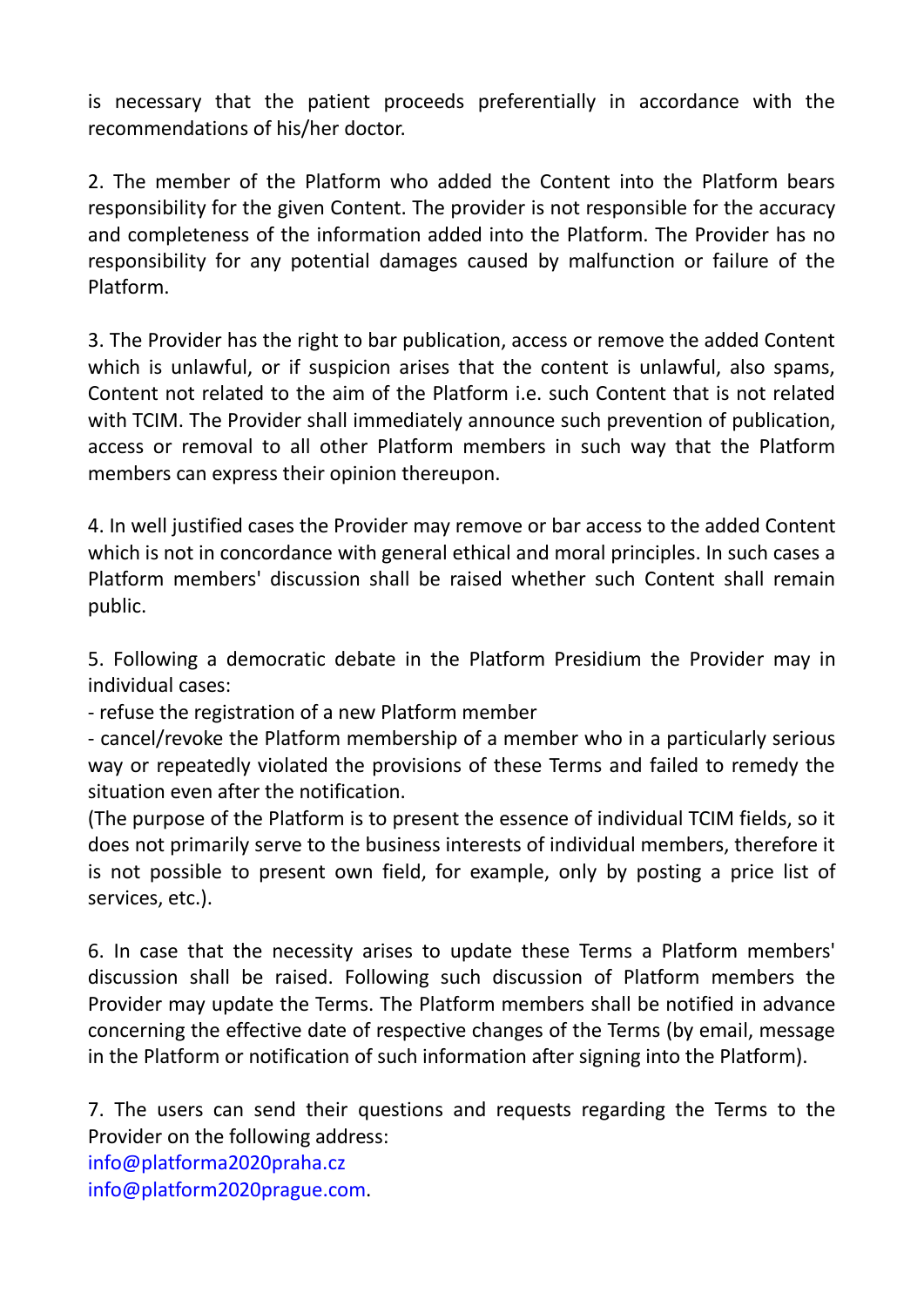is necessary that the patient proceeds preferentially in accordance with the recommendations of his/her doctor.

2. The member of the Platform who added the Content into the Platform bears responsibility for the given Content. The provider is not responsible for the accuracy and completeness of the information added into the Platform. The Provider has no responsibility for any potential damages caused by malfunction or failure of the Platform.

3. The Provider has the right to bar publication, access or remove the added Content which is unlawful, or if suspicion arises that the content is unlawful, also spams, Content not related to the aim of the Platform i.e. such Content that is not related with TCIM. The Provider shall immediately announce such prevention of publication, access or removal to all other Platform members in such way that the Platform members can express their opinion thereupon.

4. In well justified cases the Provider may remove or bar access to the added Content which is not in concordance with general ethical and moral principles. In such cases a Platform members' discussion shall be raised whether such Content shall remain public.

5. Following a democratic debate in the Platform Presidium the Provider may in individual cases:

- refuse the registration of a new Platform member
- cancel/revoke the Platform membership of a member who in a particularly serious way or repeatedly violated the provisions of these Terms and failed to remedy the situation even after the notification.

(The purpose of the Platform is to present the essence of individual TCIM fields, so it does not primarily serve to the business interests of individual members, therefore it is not possible to present own field, for example, only by posting a price list of services, etc.).

6. In case that the necessity arises to update these Terms a Platform members' discussion shall be raised. Following such discussion of Platform members the Provider may update the Terms. The Platform members shall be notified in advance concerning the effective date of respective changes of the Terms (by email, message in the Platform or notification of such information after signing into the Platform).

7. The users can send their questions and requests regarding the Terms to the Provider on the following address:
info@platforma2020praha.cz
info@platform2020prague.com.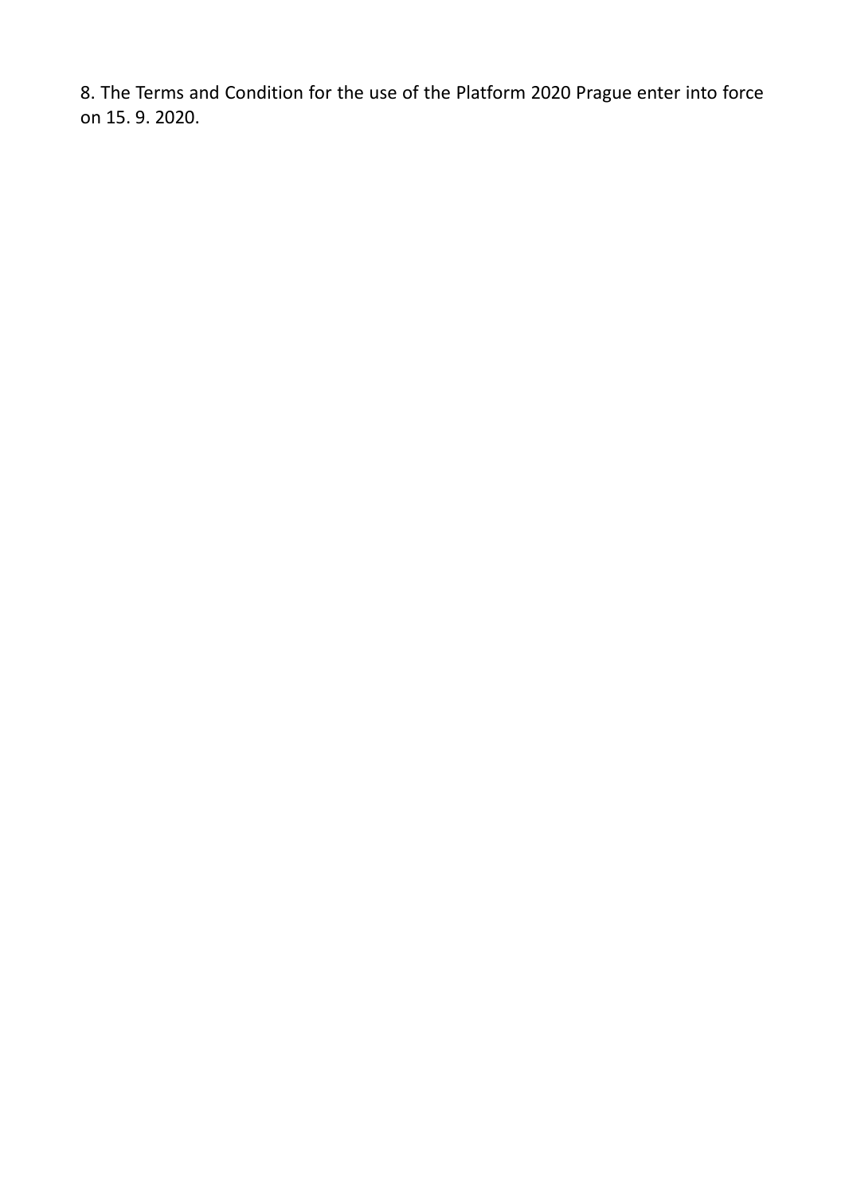8. The Terms and Condition for the use of the Platform 2020 Prague enter into force on 15. 9. 2020.